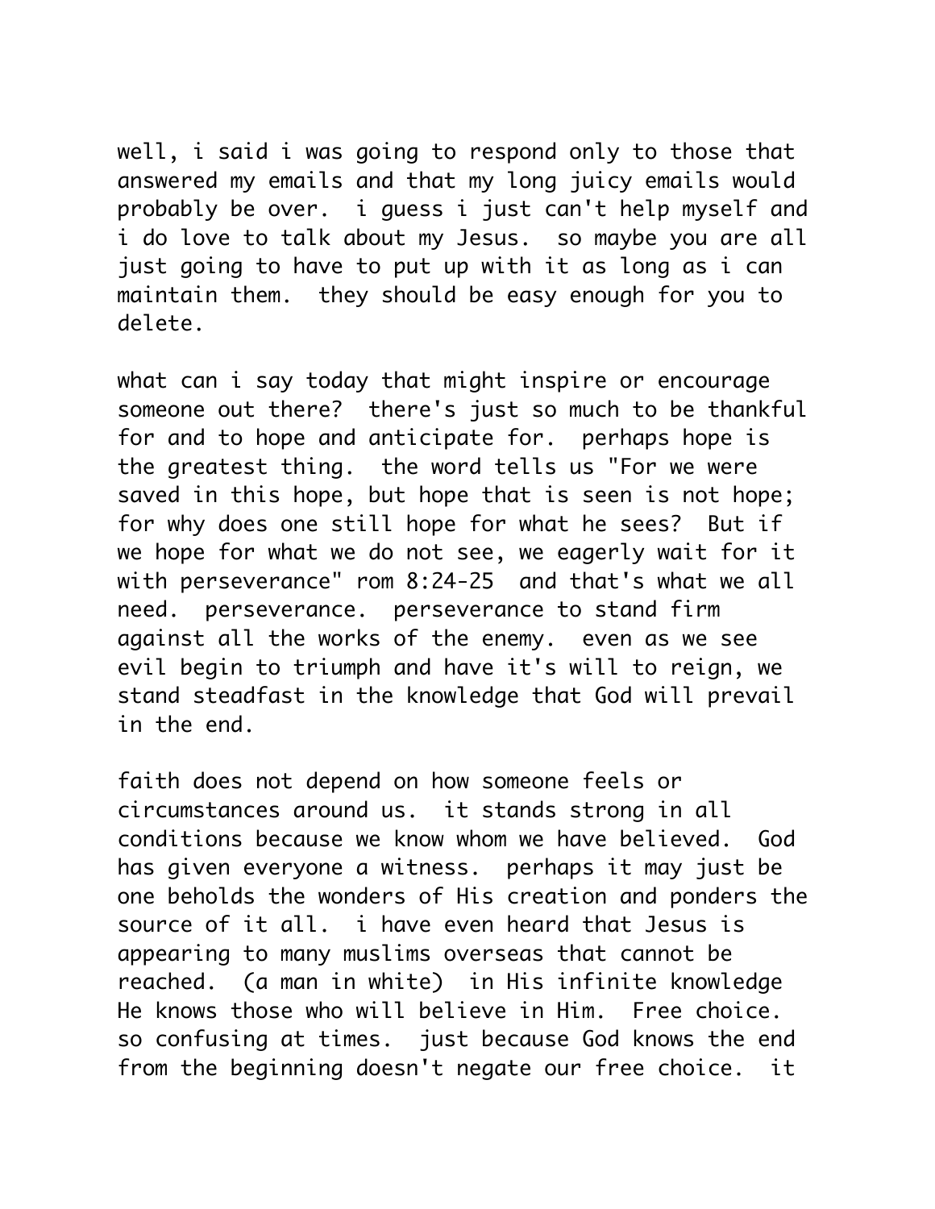well, i said i was going to respond only to those that answered my emails and that my long juicy emails would probably be over.  i guess i just can't help myself and i do love to talk about my Jesus.  so maybe you are all just going to have to put up with it as long as i can maintain them.  they should be easy enough for you to delete.

what can i say today that might inspire or encourage someone out there?  there's just so much to be thankful for and to hope and anticipate for.  perhaps hope is the greatest thing.  the word tells us "For we were saved in this hope, but hope that is seen is not hope; for why does one still hope for what he sees?  But if we hope for what we do not see, we eagerly wait for it with perseverance" rom 8:24-25  and that's what we all need.  perseverance.  perseverance to stand firm against all the works of the enemy.  even as we see evil begin to triumph and have it's will to reign, we stand steadfast in the knowledge that God will prevail in the end.

faith does not depend on how someone feels or circumstances around us.  it stands strong in all conditions because we know whom we have believed.  God has given everyone a witness.  perhaps it may just be one beholds the wonders of His creation and ponders the source of it all.  i have even heard that Jesus is appearing to many muslims overseas that cannot be reached.  (a man in white)  in His infinite knowledge He knows those who will believe in Him.  Free choice.  so confusing at times.  just because God knows the end from the beginning doesn't negate our free choice.  it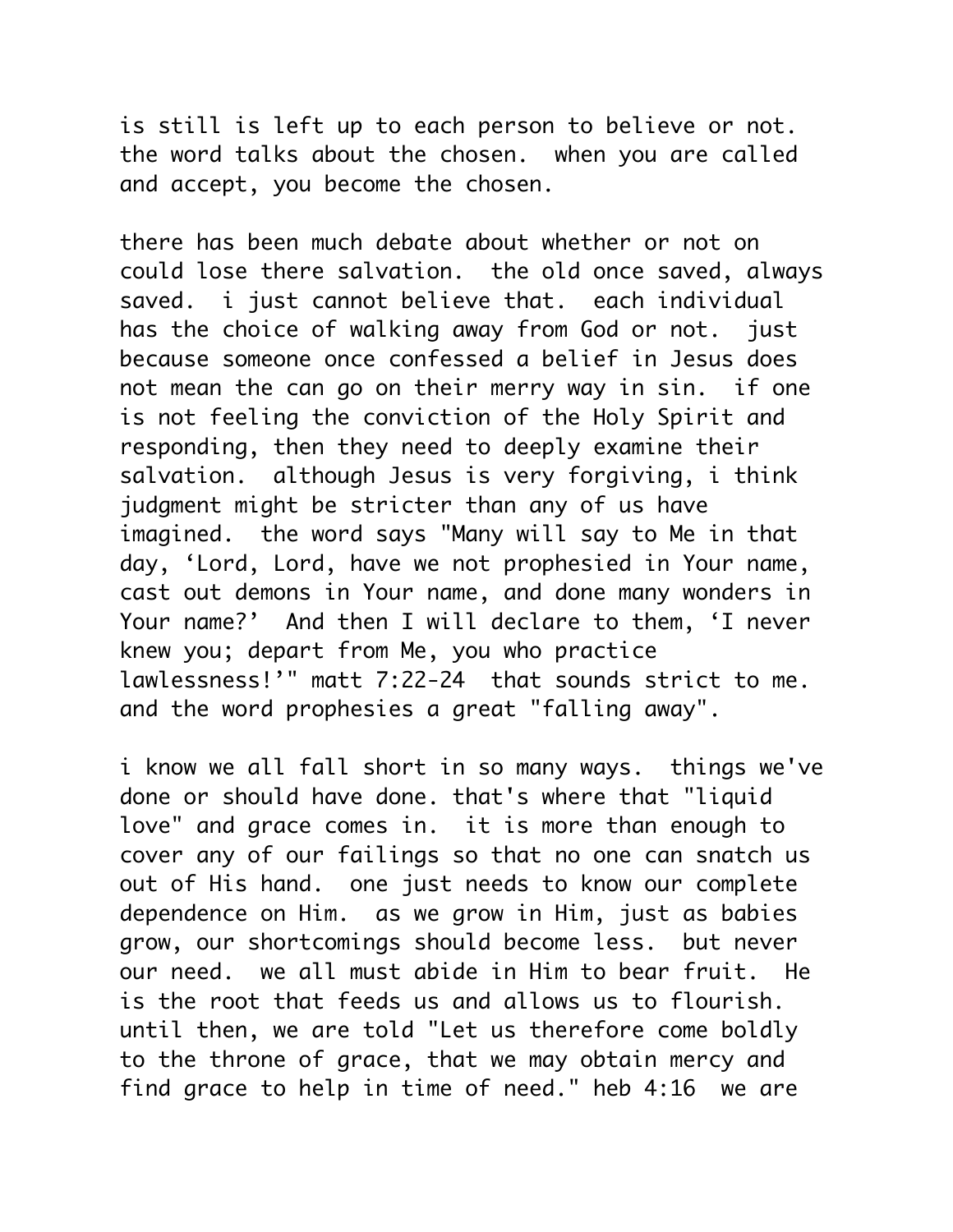is still is left up to each person to believe or not. the word talks about the chosen. when you are called and accept, you become the chosen.

there has been much debate about whether or not on could lose there salvation. the old once saved, always saved. i just cannot believe that. each individual has the choice of walking away from God or not. just because someone once confessed a belief in Jesus does not mean the can go on their merry way in sin. if one is not feeling the conviction of the Holy Spirit and responding, then they need to deeply examine their salvation. although Jesus is very forgiving, i think judgment might be stricter than any of us have imagined. the word says "Many will say to Me in that day, 'Lord, Lord, have we not prophesied in Your name, cast out demons in Your name, and done many wonders in Your name?' And then I will declare to them, 'I never knew you; depart from Me, you who practice lawlessness!'" matt 7:22-24 that sounds strict to me. and the word prophesies a great "falling away".

i know we all fall short in so many ways. things we've done or should have done. that's where that "liquid love" and grace comes in. it is more than enough to cover any of our failings so that no one can snatch us out of His hand. one just needs to know our complete dependence on Him. as we grow in Him, just as babies grow, our shortcomings should become less. but never our need. we all must abide in Him to bear fruit. He is the root that feeds us and allows us to flourish. until then, we are told "Let us therefore come boldly to the throne of grace, that we may obtain mercy and find grace to help in time of need." heb 4:16 we are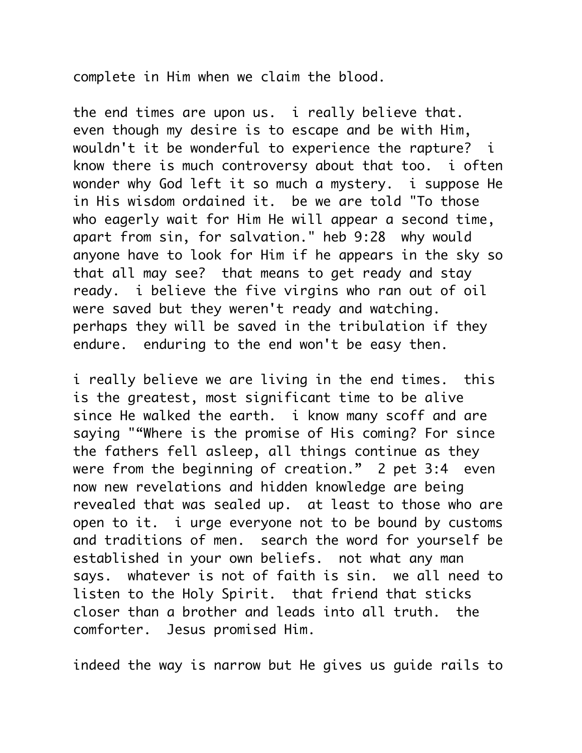complete in Him when we claim the blood.

the end times are upon us. i really believe that. even though my desire is to escape and be with Him, wouldn't it be wonderful to experience the rapture? i know there is much controversy about that too. i often wonder why God left it so much a mystery. i suppose He in His wisdom ordained it. be we are told "To those who eagerly wait for Him He will appear a second time, apart from sin, for salvation." heb 9:28 why would anyone have to look for Him if he appears in the sky so that all may see? that means to get ready and stay ready. i believe the five virgins who ran out of oil were saved but they weren't ready and watching. perhaps they will be saved in the tribulation if they endure. enduring to the end won't be easy then.

i really believe we are living in the end times. this is the greatest, most significant time to be alive since He walked the earth. i know many scoff and are saying "“Where is the promise of His coming? For since the fathers fell asleep, all things continue as they were from the beginning of creation.” 2 pet 3:4 even now new revelations and hidden knowledge are being revealed that was sealed up. at least to those who are open to it. i urge everyone not to be bound by customs and traditions of men. search the word for yourself be established in your own beliefs. not what any man says. whatever is not of faith is sin. we all need to listen to the Holy Spirit. that friend that sticks closer than a brother and leads into all truth. the comforter. Jesus promised Him.

indeed the way is narrow but He gives us guide rails to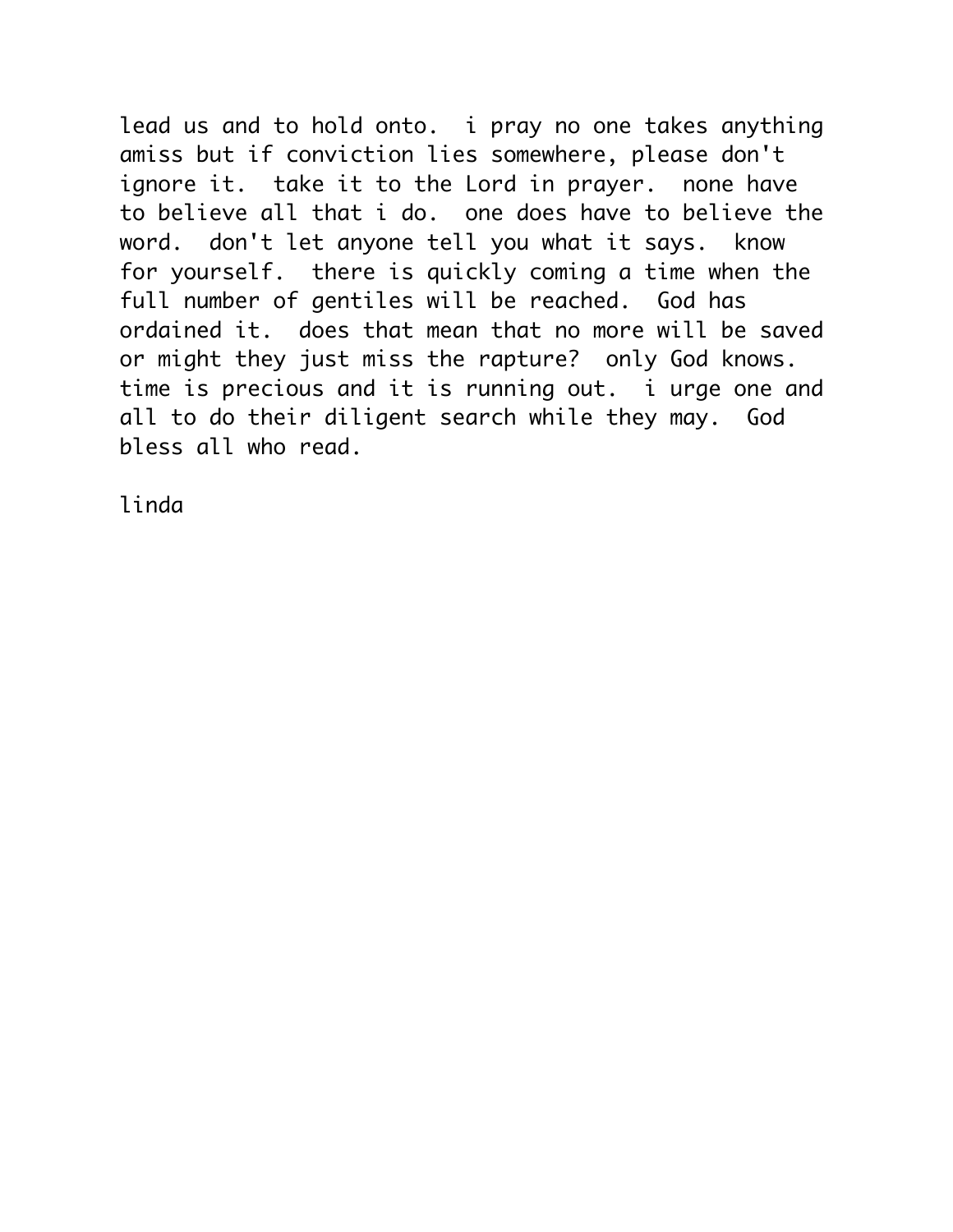lead us and to hold onto. i pray no one takes anything amiss but if conviction lies somewhere, please don't ignore it. take it to the Lord in prayer. none have to believe all that i do. one does have to believe the word. don't let anyone tell you what it says. know for yourself. there is quickly coming a time when the full number of gentiles will be reached. God has ordained it. does that mean that no more will be saved or might they just miss the rapture? only God knows. time is precious and it is running out. i urge one and all to do their diligent search while they may. God bless all who read.

linda